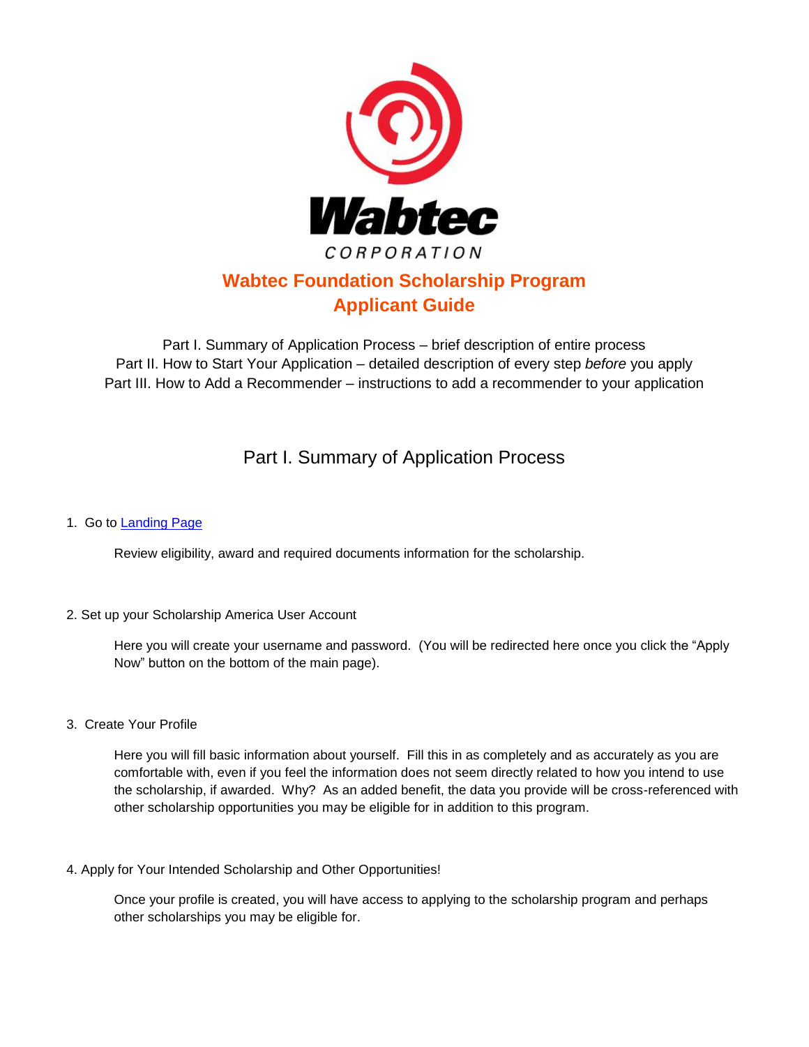# Wabtec Foundation Scholarship Program
# Applicant Guide

Part I. Summary of Application Process – brief description of entire process
Part II. How to Start Your Application – detailed description of every step *before* you apply
Part III. How to Add a Recommender – instructions to add a recommender to your application

## Part I. Summary of Application Process

1. Go to [Landing Page]

   Review eligibility, award and required documents information for the scholarship.

2. Set up your Scholarship America User Account

   Here you will create your username and password. (You will be redirected here once you click the "Apply Now" button on the bottom of the main page).

3. Create Your Profile

   Here you will fill basic information about yourself. Fill this in as completely and as accurately as you are comfortable with, even if you feel the information does not seem directly related to how you intend to use the scholarship, if awarded. Why? As an added benefit, the data you provide will be cross-referenced with other scholarship opportunities you may be eligible for in addition to this program.

4. Apply for Your Intended Scholarship and Other Opportunities!

   Once your profile is created, you will have access to applying to the scholarship program and perhaps other scholarships you may be eligible for.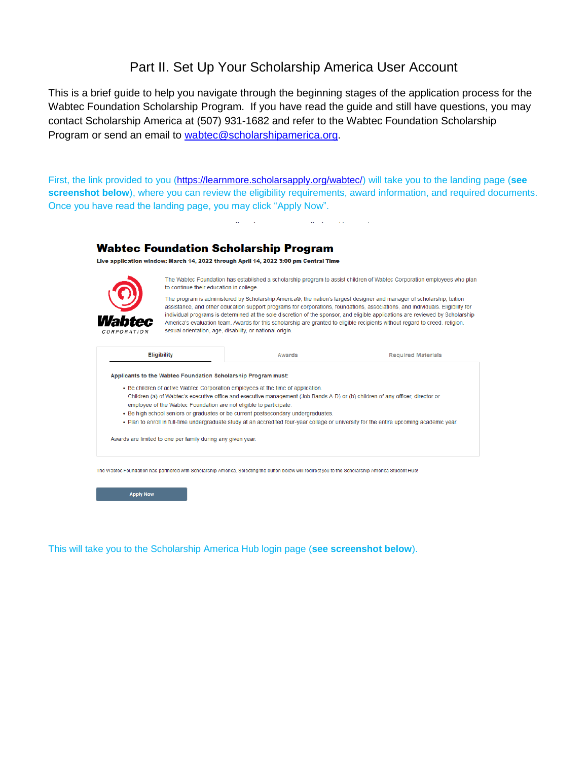# Part II. Set Up Your Scholarship America User Account

This is a brief guide to help you navigate through the beginning stages of the application process for the Wabtec Foundation Scholarship Program. If you have read the guide and still have questions, you may contact Scholarship America at (507) 931-1682 and refer to the Wabtec Foundation Scholarship Program or send an email to [wabtec@scholarshipamerica.org](mailto:wabtec@scholarshipamerica.org).

First, the link provided to you ([https://learnmore.scholarsapply.org/wabtec/](https://learnmore.scholarsapply.org/wabtec/)) will take you to the landing page (**see screenshot below**), where you can review the eligibility requirements, award information, and required documents. Once you have read the landing page, you may click "Apply Now".

## Wabtec Foundation Scholarship Program

**Live application window: March 14, 2022 through April 14, 2022 3:00 pm Central Time**

Wabtec CORPORATION

The Wabtec Foundation has established a scholarship program to assist children of Wabtec Corporation employees who plan to continue their education in college.

The program is administered by Scholarship America®, the nation's largest designer and manager of scholarship, tuition assistance, and other education support programs for corporations, foundations, associations, and individuals. Eligibility for individual programs is determined at the sole discretion of the sponsor, and eligible applications are reviewed by Scholarship America's evaluation team. Awards for this scholarship are granted to eligible recipients without regard to creed, religion, sexual orientation, age, disability, or national origin.

Eligibility | Awards | Required Materials

**Applicants to the Wabtec Foundation Scholarship Program must:**

- Be children of active Wabtec Corporation employees at the time of application.
  Children (a) of Wabtec's executive office and executive management (Job Bands A-D) or (b) children of any officer, director or employee of the Wabtec Foundation are not eligible to participate.
- Be high school seniors or graduates or be current postsecondary undergraduates.
- Plan to enroll in full-time undergraduate study at an accredited four-year college or university for the entire upcoming academic year.

Awards are limited to one per family during any given year.

The Wabtec Foundation has partnered with Scholarship America. Selecting the button below will redirect you to the Scholarship America Student Hub!

Apply Now

This will take you to the Scholarship America Hub login page (**see screenshot below**).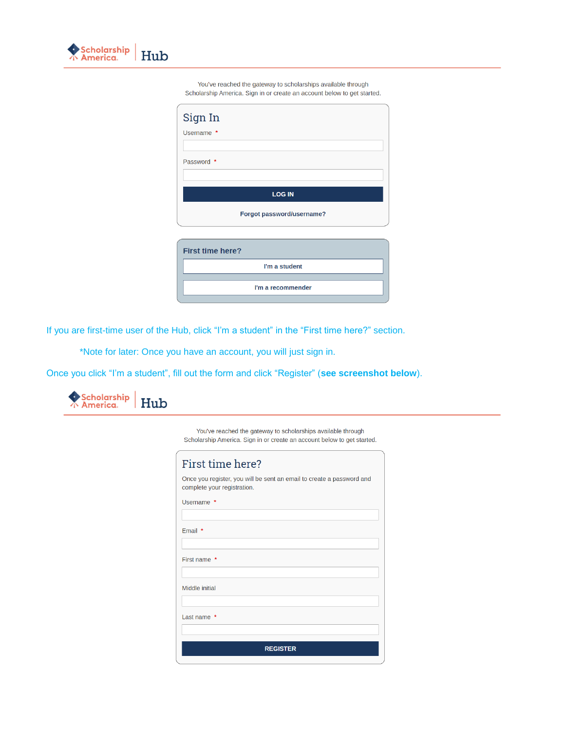Scholarship America | Hub

You've reached the gateway to scholarships available through Scholarship America. Sign in or create an account below to get started.

## Sign In

Username *

Password *

LOG IN

Forgot password/username?

**First time here?**

I'm a student

I'm a recommender

If you are first-time user of the Hub, click "I'm a student" in the "First time here?" section.

*Note for later: Once you have an account, you will just sign in.

Once you click "I'm a student", fill out the form and click "Register" (**see screenshot below**).

Scholarship America | Hub

You've reached the gateway to scholarships available through Scholarship America. Sign in or create an account below to get started.

## First time here?

Once you register, you will be sent an email to create a password and complete your registration.

Username *

Email *

First name *

Middle initial

Last name *

REGISTER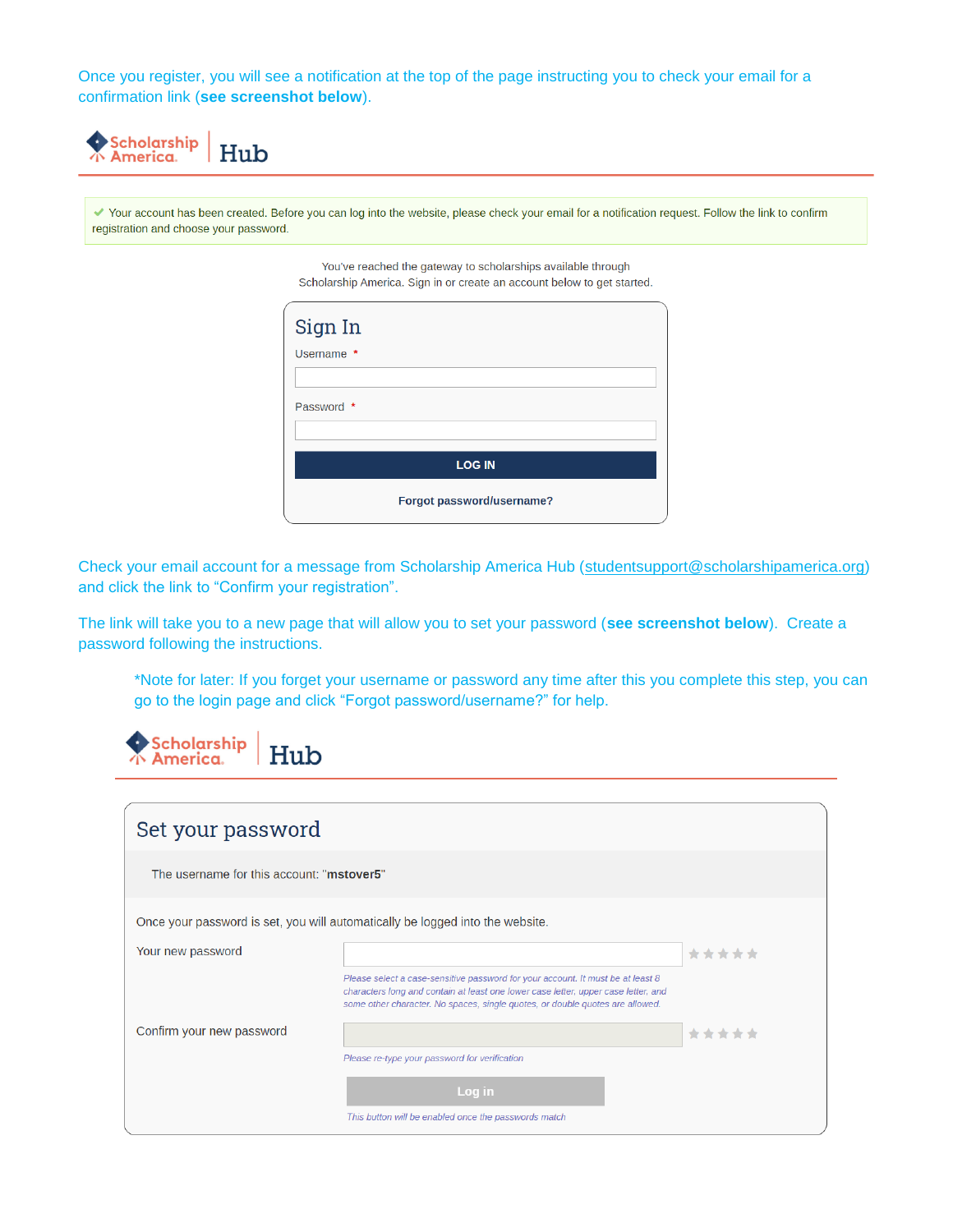Once you register, you will see a notification at the top of the page instructing you to check your email for a confirmation link (**see screenshot below**).

Scholarship America | Hub

✔ Your account has been created. Before you can log into the website, please check your email for a notification request. Follow the link to confirm registration and choose your password.

You've reached the gateway to scholarships available through Scholarship America. Sign in or create an account below to get started.

## Sign In

Username *

Password *

**LOG IN**

**Forgot password/username?**

Check your email account for a message from Scholarship America Hub (studentsupport@scholarshipamerica.org) and click the link to "Confirm your registration".

The link will take you to a new page that will allow you to set your password (**see screenshot below**). Create a password following the instructions.

> *Note for later: If you forget your username or password any time after this you complete this step, you can go to the login page and click "Forgot password/username?" for help.

Scholarship America | Hub

## Set your password

The username for this account: "**mstover5**"

Once your password is set, you will automatically be logged into the website.

Your new password

*Please select a case-sensitive password for your account. It must be at least 8 characters long and contain at least one lower case letter, upper case letter, and some other character. No spaces, single quotes, or double quotes are allowed.*

Confirm your new password

*Please re-type your password for verification*

**Log in**

*This button will be enabled once the passwords match*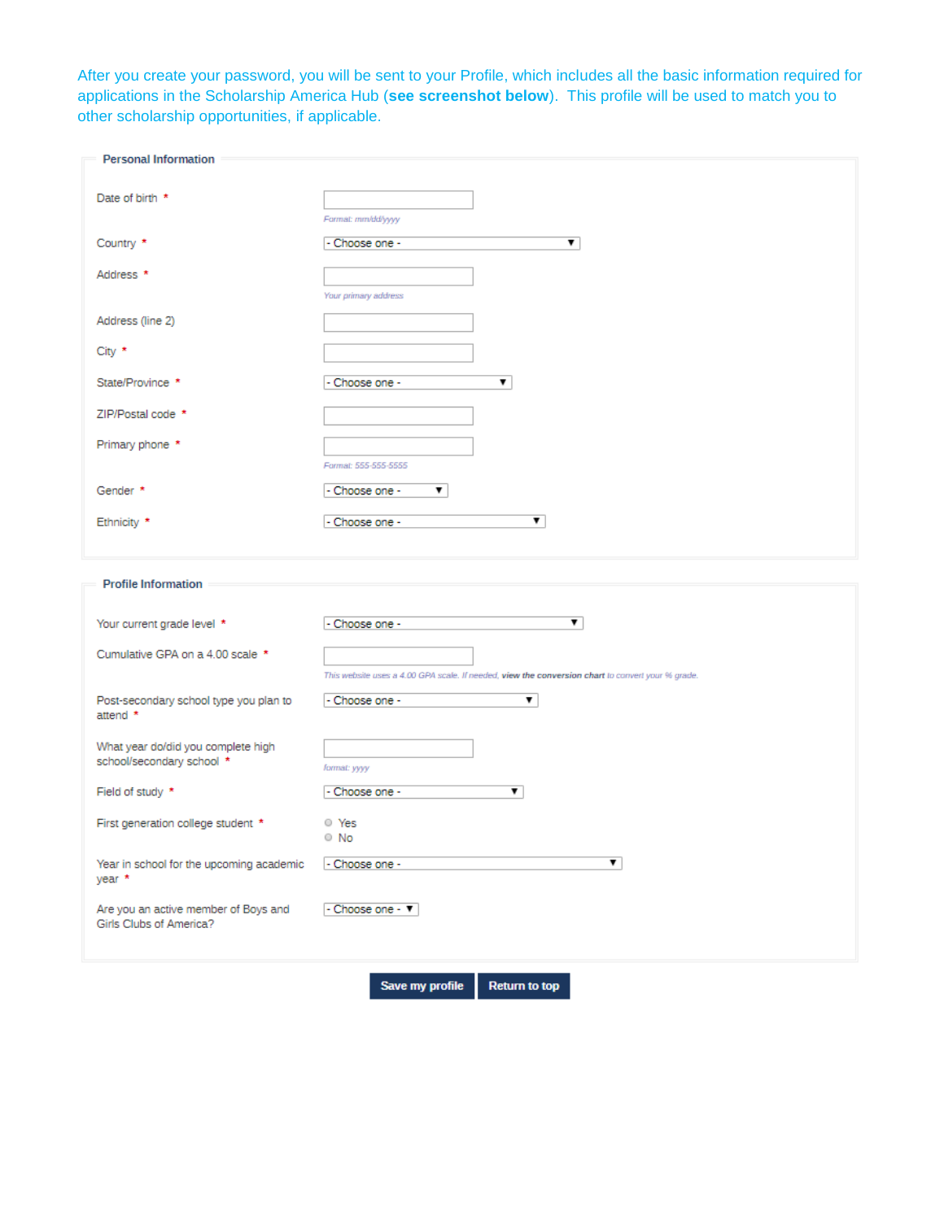After you create your password, you will be sent to your Profile, which includes all the basic information required for applications in the Scholarship America Hub (**see screenshot below**). This profile will be used to match you to other scholarship opportunities, if applicable.

**Personal Information**

| Field | Input |
|---|---|
| Date of birth * | Format: mm/dd/yyyy |
| Country * | - Choose one - |
| Address * | Your primary address |
| Address (line 2) | |
| City * | |
| State/Province * | - Choose one - |
| ZIP/Postal code * | |
| Primary phone * | Format: 555-555-5555 |
| Gender * | - Choose one - |
| Ethnicity * | - Choose one - |

**Profile Information**

| Field | Input |
|---|---|
| Your current grade level * | - Choose one - |
| Cumulative GPA on a 4.00 scale * | This website uses a 4.00 GPA scale. If needed, **view the conversion chart** to convert your % grade. |
| Post-secondary school type you plan to attend * | - Choose one - |
| What year do/did you complete high school/secondary school * | format: yyyy |
| Field of study * | - Choose one - |
| First generation college student * | Yes / No |
| Year in school for the upcoming academic year * | - Choose one - |
| Are you an active member of Boys and Girls Clubs of America? | - Choose one - |

**Save my profile** **Return to top**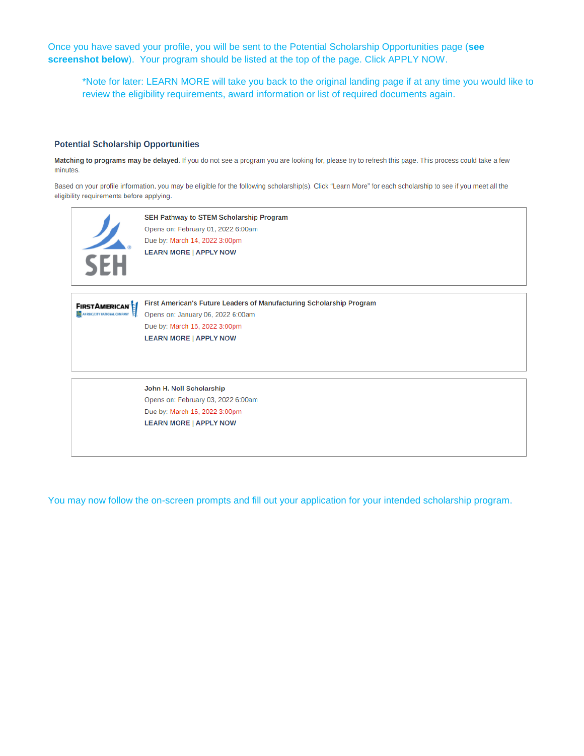Once you have saved your profile, you will be sent to the Potential Scholarship Opportunities page (**see screenshot below**). Your program should be listed at the top of the page. Click APPLY NOW.

> *Note for later: LEARN MORE will take you back to the original landing page if at any time you would like to review the eligibility requirements, award information or list of required documents again.

### Potential Scholarship Opportunities

**Matching to programs may be delayed.** If you do not see a program you are looking for, please try to refresh this page. This process could take a few minutes.

Based on your profile information, you may be eligible for the following scholarship(s). Click "Learn More" for each scholarship to see if you meet all the eligibility requirements before applying.

**SEH Pathway to STEM Scholarship Program**
Opens on: February 01, 2022 6:00am
Due by: March 14, 2022 3:00pm
**LEARN MORE | APPLY NOW**

**First American's Future Leaders of Manufacturing Scholarship Program**
Opens on: January 06, 2022 6:00am
Due by: March 16, 2022 3:00pm
**LEARN MORE | APPLY NOW**

**John H. Noll Scholarship**
Opens on: February 03, 2022 6:00am
Due by: March 16, 2022 3:00pm
**LEARN MORE | APPLY NOW**

You may now follow the on-screen prompts and fill out your application for your intended scholarship program.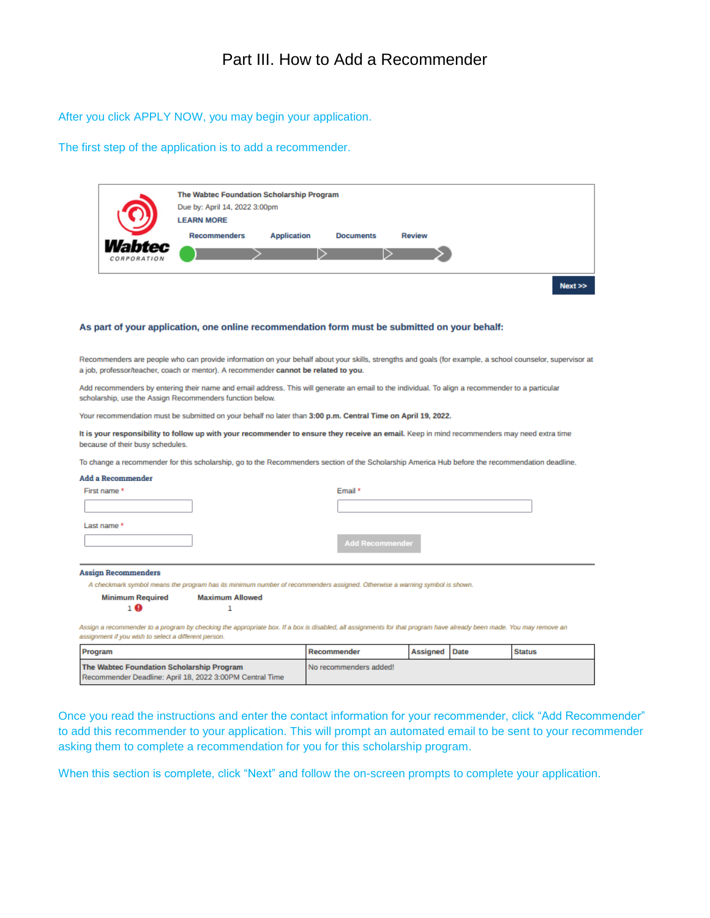# Part III. How to Add a Recommender

After you click APPLY NOW, you may begin your application.

The first step of the application is to add a recommender.

**The Wabtec Foundation Scholarship Program**

Due by: April 14, 2022 3:00pm

**LEARN MORE**

Recommenders | Application | Documents | Review

Wabtec CORPORATION

Next >>

**As part of your application, one online recommendation form must be submitted on your behalf:**

Recommenders are people who can provide information on your behalf about your skills, strengths and goals (for example, a school counselor, supervisor at a job, professor/teacher, coach or mentor). A recommender **cannot be related to you**.

Add recommenders by entering their name and email address. This will generate an email to the individual. To align a recommender to a particular scholarship, use the Assign Recommenders function below.

Your recommendation must be submitted on your behalf no later than **3:00 p.m. Central Time on April 19, 2022.**

**It is your responsibility to follow up with your recommender to ensure they receive an email.** Keep in mind recommenders may need extra time because of their busy schedules.

To change a recommender for this scholarship, go to the Recommenders section of the Scholarship America Hub before the recommendation deadline.

**Add a Recommender**

First name *

Email *

Last name *

Add Recommender

**Assign Recommenders**

*A checkmark symbol means the program has its minimum number of recommenders assigned. Otherwise a warning symbol is shown.*

| Minimum Required | Maximum Allowed |
|---|---|
| 1 ! | 1 |

*Assign a recommender to a program by checking the appropriate box. If a box is disabled, all assignments for that program have already been made. You may remove an assignment if you wish to select a different person.*

| Program | Recommender | Assigned | Date | Status |
|---|---|---|---|---|
| **The Wabtec Foundation Scholarship Program** Recommender Deadline: April 18, 2022 3:00PM Central Time | No recommenders added! | | | |

Once you read the instructions and enter the contact information for your recommender, click "Add Recommender" to add this recommender to your application. This will prompt an automated email to be sent to your recommender asking them to complete a recommendation for you for this scholarship program.

When this section is complete, click "Next" and follow the on-screen prompts to complete your application.